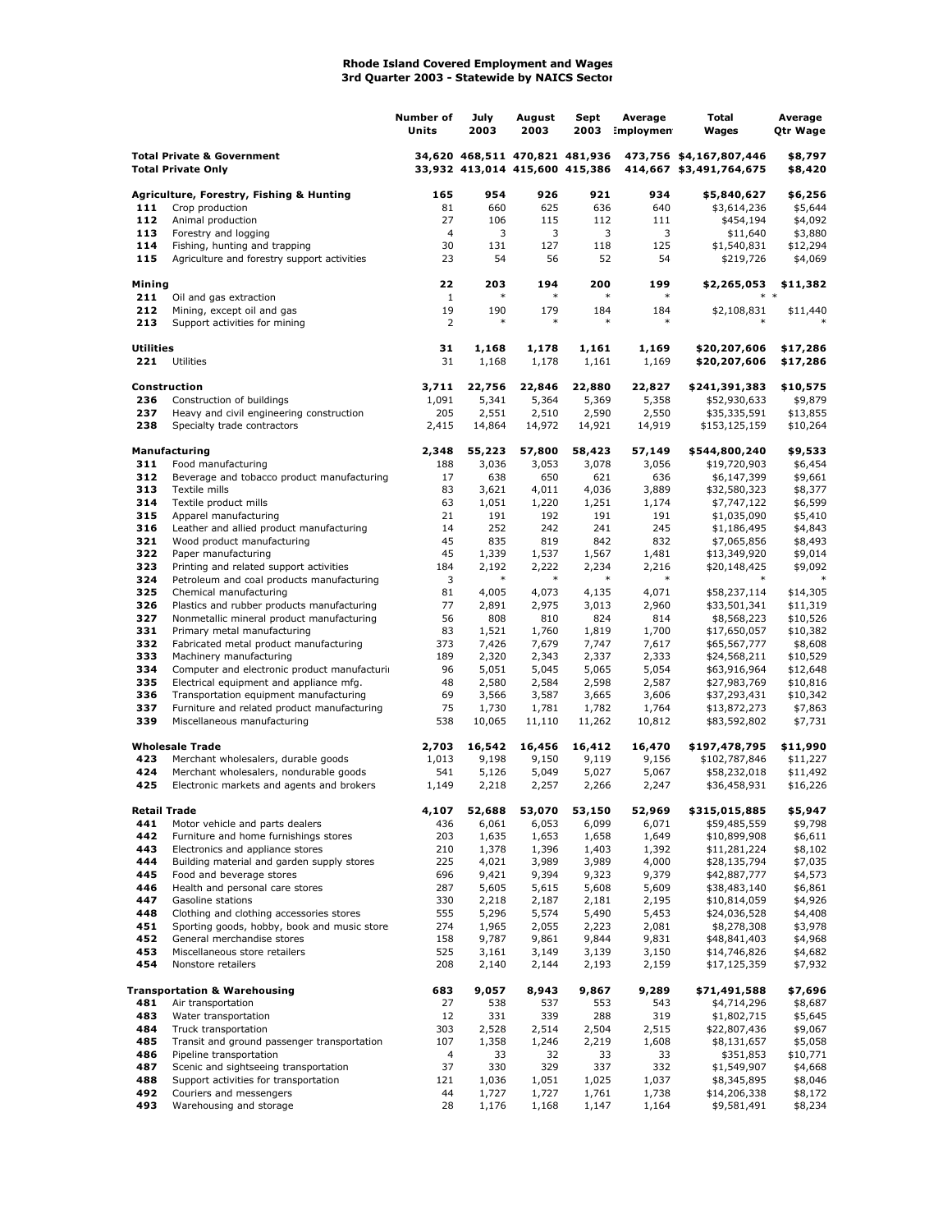**Rhode Island Covered Employment and Wages**
**3rd Quarter 2003 - Statewide by NAICS Sector**

| | | Number of Units | July 2003 | August 2003 | Sept 2003 | Average Employment | Total Wages | Average Qtr Wage |
|---|---|---|---|---|---|---|---|---|
| **Total Private & Government** | | **34,620** | **468,511** | **470,821** | **481,936** | **473,756** | **$4,167,807,446** | **$8,797** |
| **Total Private Only** | | **33,932** | **413,014** | **415,600** | **415,386** | **414,667** | **$3,491,764,675** | **$8,420** |
| **Agriculture, Forestry, Fishing & Hunting** | | **165** | **954** | **926** | **921** | **934** | **$5,840,627** | **$6,256** |
| **111** | Crop production | 81 | 660 | 625 | 636 | 640 | $3,614,236 | $5,644 |
| **112** | Animal production | 27 | 106 | 115 | 112 | 111 | $454,194 | $4,092 |
| **113** | Forestry and logging | 4 | 3 | 3 | 3 | 3 | $11,640 | $3,880 |
| **114** | Fishing, hunting and trapping | 30 | 131 | 127 | 118 | 125 | $1,540,831 | $12,294 |
| **115** | Agriculture and forestry support activities | 23 | 54 | 56 | 52 | 54 | $219,726 | $4,069 |
| **Mining** | | **22** | **203** | **194** | **200** | **199** | **$2,265,053** | **$11,382** |
| **211** | Oil and gas extraction | 1 | * | * | * | * | * | * |
| **212** | Mining, except oil and gas | 19 | 190 | 179 | 184 | 184 | $2,108,831 | $11,440 |
| **213** | Support activities for mining | 2 | * | * | * | * | * | * |
| **Utilities** | | **31** | **1,168** | **1,178** | **1,161** | **1,169** | **$20,207,606** | **$17,286** |
| **221** | Utilities | 31 | 1,168 | 1,178 | 1,161 | 1,169 | **$20,207,606** | **$17,286** |
| **Construction** | | **3,711** | **22,756** | **22,846** | **22,880** | **22,827** | **$241,391,383** | **$10,575** |
| **236** | Construction of buildings | 1,091 | 5,341 | 5,364 | 5,369 | 5,358 | $52,930,633 | $9,879 |
| **237** | Heavy and civil engineering construction | 205 | 2,551 | 2,510 | 2,590 | 2,550 | $35,335,591 | $13,855 |
| **238** | Specialty trade contractors | 2,415 | 14,864 | 14,972 | 14,921 | 14,919 | $153,125,159 | $10,264 |
| **Manufacturing** | | **2,348** | **55,223** | **57,800** | **58,423** | **57,149** | **$544,800,240** | **$9,533** |
| **311** | Food manufacturing | 188 | 3,036 | 3,053 | 3,078 | 3,056 | $19,720,903 | $6,454 |
| **312** | Beverage and tobacco product manufacturing | 17 | 638 | 650 | 621 | 636 | $6,147,399 | $9,661 |
| **313** | Textile mills | 83 | 3,621 | 4,011 | 4,036 | 3,889 | $32,580,323 | $8,377 |
| **314** | Textile product mills | 63 | 1,051 | 1,220 | 1,251 | 1,174 | $7,747,122 | $6,599 |
| **315** | Apparel manufacturing | 21 | 191 | 192 | 191 | 191 | $1,035,090 | $5,410 |
| **316** | Leather and allied product manufacturing | 14 | 252 | 242 | 241 | 245 | $1,186,495 | $4,843 |
| **321** | Wood product manufacturing | 45 | 835 | 819 | 842 | 832 | $7,065,856 | $8,493 |
| **322** | Paper manufacturing | 45 | 1,339 | 1,537 | 1,567 | 1,481 | $13,349,920 | $9,014 |
| **323** | Printing and related support activities | 184 | 2,192 | 2,222 | 2,234 | 2,216 | $20,148,425 | $9,092 |
| **324** | Petroleum and coal products manufacturing | 3 | * | * | * | * | * | * |
| **325** | Chemical manufacturing | 81 | 4,005 | 4,073 | 4,135 | 4,071 | $58,237,114 | $14,305 |
| **326** | Plastics and rubber products manufacturing | 77 | 2,891 | 2,975 | 3,013 | 2,960 | $33,501,341 | $11,319 |
| **327** | Nonmetallic mineral product manufacturing | 56 | 808 | 810 | 824 | 814 | $8,568,223 | $10,526 |
| **331** | Primary metal manufacturing | 83 | 1,521 | 1,760 | 1,819 | 1,700 | $17,650,057 | $10,382 |
| **332** | Fabricated metal product manufacturing | 373 | 7,426 | 7,679 | 7,747 | 7,617 | $65,567,777 | $8,608 |
| **333** | Machinery manufacturing | 189 | 2,320 | 2,343 | 2,337 | 2,333 | $24,568,211 | $10,529 |
| **334** | Computer and electronic product manufacturi | 96 | 5,051 | 5,045 | 5,065 | 5,054 | $63,916,964 | $12,648 |
| **335** | Electrical equipment and appliance mfg. | 48 | 2,580 | 2,584 | 2,598 | 2,587 | $27,983,769 | $10,816 |
| **336** | Transportation equipment manufacturing | 69 | 3,566 | 3,587 | 3,665 | 3,606 | $37,293,431 | $10,342 |
| **337** | Furniture and related product manufacturing | 75 | 1,730 | 1,781 | 1,782 | 1,764 | $13,872,273 | $7,863 |
| **339** | Miscellaneous manufacturing | 538 | 10,065 | 11,110 | 11,262 | 10,812 | $83,592,802 | $7,731 |
| **Wholesale Trade** | | **2,703** | **16,542** | **16,456** | **16,412** | **16,470** | **$197,478,795** | **$11,990** |
| **423** | Merchant wholesalers, durable goods | 1,013 | 9,198 | 9,150 | 9,119 | 9,156 | $102,787,846 | $11,227 |
| **424** | Merchant wholesalers, nondurable goods | 541 | 5,126 | 5,049 | 5,027 | 5,067 | $58,232,018 | $11,492 |
| **425** | Electronic markets and agents and brokers | 1,149 | 2,218 | 2,257 | 2,266 | 2,247 | $36,458,931 | $16,226 |
| **Retail Trade** | | **4,107** | **52,688** | **53,070** | **53,150** | **52,969** | **$315,015,885** | **$5,947** |
| **441** | Motor vehicle and parts dealers | 436 | 6,061 | 6,053 | 6,099 | 6,071 | $59,485,559 | $9,798 |
| **442** | Furniture and home furnishings stores | 203 | 1,635 | 1,653 | 1,658 | 1,649 | $10,899,908 | $6,611 |
| **443** | Electronics and appliance stores | 210 | 1,378 | 1,396 | 1,403 | 1,392 | $11,281,224 | $8,102 |
| **444** | Building material and garden supply stores | 225 | 4,021 | 3,989 | 3,989 | 4,000 | $28,135,794 | $7,035 |
| **445** | Food and beverage stores | 696 | 9,421 | 9,394 | 9,323 | 9,379 | $42,887,777 | $4,573 |
| **446** | Health and personal care stores | 287 | 5,605 | 5,615 | 5,608 | 5,609 | $38,483,140 | $6,861 |
| **447** | Gasoline stations | 330 | 2,218 | 2,187 | 2,181 | 2,195 | $10,814,059 | $4,926 |
| **448** | Clothing and clothing accessories stores | 555 | 5,296 | 5,574 | 5,490 | 5,453 | $24,036,528 | $4,408 |
| **451** | Sporting goods, hobby, book and music store | 274 | 1,965 | 2,055 | 2,223 | 2,081 | $8,278,308 | $3,978 |
| **452** | General merchandise stores | 158 | 9,787 | 9,861 | 9,844 | 9,831 | $48,841,403 | $4,968 |
| **453** | Miscellaneous store retailers | 525 | 3,161 | 3,149 | 3,139 | 3,150 | $14,746,826 | $4,682 |
| **454** | Nonstore retailers | 208 | 2,140 | 2,144 | 2,193 | 2,159 | $17,125,359 | $7,932 |
| **Transportation & Warehousing** | | **683** | **9,057** | **8,943** | **9,867** | **9,289** | **$71,491,588** | **$7,696** |
| **481** | Air transportation | 27 | 538 | 537 | 553 | 543 | $4,714,296 | $8,687 |
| **483** | Water transportation | 12 | 331 | 339 | 288 | 319 | $1,802,715 | $5,645 |
| **484** | Truck transportation | 303 | 2,528 | 2,514 | 2,504 | 2,515 | $22,807,436 | $9,067 |
| **485** | Transit and ground passenger transportation | 107 | 1,358 | 1,246 | 2,219 | 1,608 | $8,131,657 | $5,058 |
| **486** | Pipeline transportation | 4 | 33 | 32 | 33 | 33 | $351,853 | $10,771 |
| **487** | Scenic and sightseeing transportation | 37 | 330 | 329 | 337 | 332 | $1,549,907 | $4,668 |
| **488** | Support activities for transportation | 121 | 1,036 | 1,051 | 1,025 | 1,037 | $8,345,895 | $8,046 |
| **492** | Couriers and messengers | 44 | 1,727 | 1,727 | 1,761 | 1,738 | $14,206,338 | $8,172 |
| **493** | Warehousing and storage | 28 | 1,176 | 1,168 | 1,147 | 1,164 | $9,581,491 | $8,234 |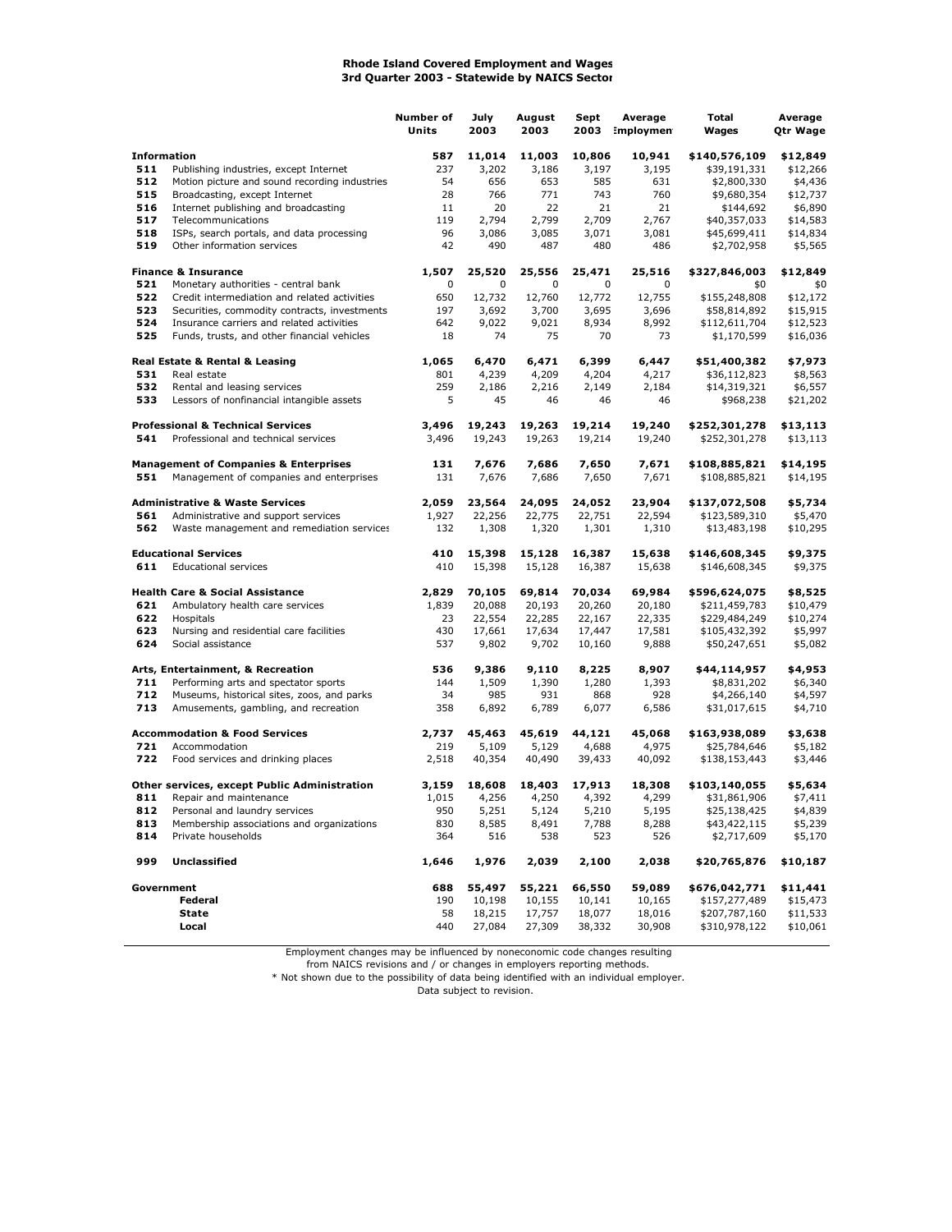**Rhode Island Covered Employment and Wages**
**3rd Quarter 2003 - Statewide by NAICS Sector**

| | | Number of Units | July 2003 | August 2003 | Sept 2003 | Average Employment | Total Wages | Average Qtr Wage |
|---|---|---|---|---|---|---|---|---|
| **Information** | | **587** | **11,014** | **11,003** | **10,806** | **10,941** | **$140,576,109** | **$12,849** |
| **511** | Publishing industries, except Internet | 237 | 3,202 | 3,186 | 3,197 | 3,195 | $39,191,331 | $12,266 |
| **512** | Motion picture and sound recording industries | 54 | 656 | 653 | 585 | 631 | $2,800,330 | $4,436 |
| **515** | Broadcasting, except Internet | 28 | 766 | 771 | 743 | 760 | $9,680,354 | $12,737 |
| **516** | Internet publishing and broadcasting | 11 | 20 | 22 | 21 | 21 | $144,692 | $6,890 |
| **517** | Telecommunications | 119 | 2,794 | 2,799 | 2,709 | 2,767 | $40,357,033 | $14,583 |
| **518** | ISPs, search portals, and data processing | 96 | 3,086 | 3,085 | 3,071 | 3,081 | $45,699,411 | $14,834 |
| **519** | Other information services | 42 | 490 | 487 | 480 | 486 | $2,702,958 | $5,565 |
| **Finance & Insurance** | | **1,507** | **25,520** | **25,556** | **25,471** | **25,516** | **$327,846,003** | **$12,849** |
| **521** | Monetary authorities - central bank | 0 | 0 | 0 | 0 | 0 | $0 | $0 |
| **522** | Credit intermediation and related activities | 650 | 12,732 | 12,760 | 12,772 | 12,755 | $155,248,808 | $12,172 |
| **523** | Securities, commodity contracts, investments | 197 | 3,692 | 3,700 | 3,695 | 3,696 | $58,814,892 | $15,915 |
| **524** | Insurance carriers and related activities | 642 | 9,022 | 9,021 | 8,934 | 8,992 | $112,611,704 | $12,523 |
| **525** | Funds, trusts, and other financial vehicles | 18 | 74 | 75 | 70 | 73 | $1,170,599 | $16,036 |
| **Real Estate & Rental & Leasing** | | **1,065** | **6,470** | **6,471** | **6,399** | **6,447** | **$51,400,382** | **$7,973** |
| **531** | Real estate | 801 | 4,239 | 4,209 | 4,204 | 4,217 | $36,112,823 | $8,563 |
| **532** | Rental and leasing services | 259 | 2,186 | 2,216 | 2,149 | 2,184 | $14,319,321 | $6,557 |
| **533** | Lessors of nonfinancial intangible assets | 5 | 45 | 46 | 46 | 46 | $968,238 | $21,202 |
| **Professional & Technical Services** | | **3,496** | **19,243** | **19,263** | **19,214** | **19,240** | **$252,301,278** | **$13,113** |
| **541** | Professional and technical services | 3,496 | 19,243 | 19,263 | 19,214 | 19,240 | $252,301,278 | $13,113 |
| **Management of Companies & Enterprises** | | **131** | **7,676** | **7,686** | **7,650** | **7,671** | **$108,885,821** | **$14,195** |
| **551** | Management of companies and enterprises | 131 | 7,676 | 7,686 | 7,650 | 7,671 | $108,885,821 | $14,195 |
| **Administrative & Waste Services** | | **2,059** | **23,564** | **24,095** | **24,052** | **23,904** | **$137,072,508** | **$5,734** |
| **561** | Administrative and support services | 1,927 | 22,256 | 22,775 | 22,751 | 22,594 | $123,589,310 | $5,470 |
| **562** | Waste management and remediation services | 132 | 1,308 | 1,320 | 1,301 | 1,310 | $13,483,198 | $10,295 |
| **Educational Services** | | **410** | **15,398** | **15,128** | **16,387** | **15,638** | **$146,608,345** | **$9,375** |
| **611** | Educational services | 410 | 15,398 | 15,128 | 16,387 | 15,638 | $146,608,345 | $9,375 |
| **Health Care & Social Assistance** | | **2,829** | **70,105** | **69,814** | **70,034** | **69,984** | **$596,624,075** | **$8,525** |
| **621** | Ambulatory health care services | 1,839 | 20,088 | 20,193 | 20,260 | 20,180 | $211,459,783 | $10,479 |
| **622** | Hospitals | 23 | 22,554 | 22,285 | 22,167 | 22,335 | $229,484,249 | $10,274 |
| **623** | Nursing and residential care facilities | 430 | 17,661 | 17,634 | 17,447 | 17,581 | $105,432,392 | $5,997 |
| **624** | Social assistance | 537 | 9,802 | 9,702 | 10,160 | 9,888 | $50,247,651 | $5,082 |
| **Arts, Entertainment, & Recreation** | | **536** | **9,386** | **9,110** | **8,225** | **8,907** | **$44,114,957** | **$4,953** |
| **711** | Performing arts and spectator sports | 144 | 1,509 | 1,390 | 1,280 | 1,393 | $8,831,202 | $6,340 |
| **712** | Museums, historical sites, zoos, and parks | 34 | 985 | 931 | 868 | 928 | $4,266,140 | $4,597 |
| **713** | Amusements, gambling, and recreation | 358 | 6,892 | 6,789 | 6,077 | 6,586 | $31,017,615 | $4,710 |
| **Accommodation & Food Services** | | **2,737** | **45,463** | **45,619** | **44,121** | **45,068** | **$163,938,089** | **$3,638** |
| **721** | Accommodation | 219 | 5,109 | 5,129 | 4,688 | 4,975 | $25,784,646 | $5,182 |
| **722** | Food services and drinking places | 2,518 | 40,354 | 40,490 | 39,433 | 40,092 | $138,153,443 | $3,446 |
| **Other services, except Public Administration** | | **3,159** | **18,608** | **18,403** | **17,913** | **18,308** | **$103,140,055** | **$5,634** |
| **811** | Repair and maintenance | 1,015 | 4,256 | 4,250 | 4,392 | 4,299 | $31,861,906 | $7,411 |
| **812** | Personal and laundry services | 950 | 5,251 | 5,124 | 5,210 | 5,195 | $25,138,425 | $4,839 |
| **813** | Membership associations and organizations | 830 | 8,585 | 8,491 | 7,788 | 8,288 | $43,422,115 | $5,239 |
| **814** | Private households | 364 | 516 | 538 | 523 | 526 | $2,717,609 | $5,170 |
| **999** | **Unclassified** | **1,646** | **1,976** | **2,039** | **2,100** | **2,038** | **$20,765,876** | **$10,187** |
| **Government** | | **688** | **55,497** | **55,221** | **66,550** | **59,089** | **$676,042,771** | **$11,441** |
| | **Federal** | 190 | 10,198 | 10,155 | 10,141 | 10,165 | $157,277,489 | $15,473 |
| | **State** | 58 | 18,215 | 17,757 | 18,077 | 18,016 | $207,787,160 | $11,533 |
| | **Local** | 440 | 27,084 | 27,309 | 38,332 | 30,908 | $310,978,122 | $10,061 |

Employment changes may be influenced by noneconomic code changes resulting from NAICS revisions and / or changes in employers reporting methods.

* Not shown due to the possibility of data being identified with an individual employer.

Data subject to revision.